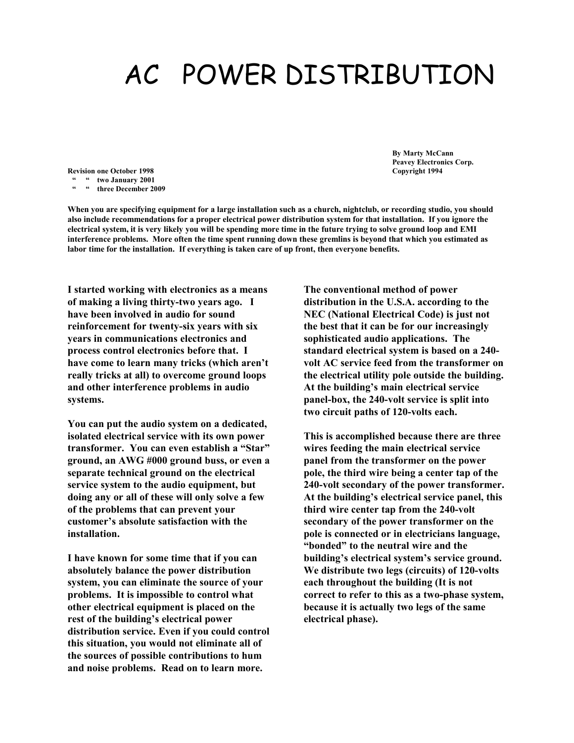# AC POWER DISTRIBUTION

**By Marty McCann**
**Peavey Electronics Corp.**
**Copyright 1994**

**Revision one October 1998**
**" " two January 2001**
**" " three December 2009**

**When you are specifying equipment for a large installation such as a church, nightclub, or recording studio, you should also include recommendations for a proper electrical power distribution system for that installation. If you ignore the electrical system, it is very likely you will be spending more time in the future trying to solve ground loop and EMI interference problems. More often the time spent running down these gremlins is beyond that which you estimated as labor time for the installation. If everything is taken care of up front, then everyone benefits.**

**I started working with electronics as a means of making a living thirty-two years ago. I have been involved in audio for sound reinforcement for twenty-six years with six years in communications electronics and process control electronics before that. I have come to learn many tricks (which aren't really tricks at all) to overcome ground loops and other interference problems in audio systems.**

**You can put the audio system on a dedicated, isolated electrical service with its own power transformer. You can even establish a "Star" ground, an AWG #000 ground buss, or even a separate technical ground on the electrical service system to the audio equipment, but doing any or all of these will only solve a few of the problems that can prevent your customer's absolute satisfaction with the installation.**

**I have known for some time that if you can absolutely balance the power distribution system, you can eliminate the source of your problems. It is impossible to control what other electrical equipment is placed on the rest of the building's electrical power distribution service. Even if you could control this situation, you would not eliminate all of the sources of possible contributions to hum and noise problems. Read on to learn more.**

**The conventional method of power distribution in the U.S.A. according to the NEC (National Electrical Code) is just not the best that it can be for our increasingly sophisticated audio applications. The standard electrical system is based on a 240-volt AC service feed from the transformer on the electrical utility pole outside the building. At the building's main electrical service panel-box, the 240-volt service is split into two circuit paths of 120-volts each.**

**This is accomplished because there are three wires feeding the main electrical service panel from the transformer on the power pole, the third wire being a center tap of the 240-volt secondary of the power transformer. At the building's electrical service panel, this third wire center tap from the 240-volt secondary of the power transformer on the pole is connected or in electricians language, "bonded" to the neutral wire and the building's electrical system's service ground. We distribute two legs (circuits) of 120-volts each throughout the building (It is not correct to refer to this as a two-phase system, because it is actually two legs of the same electrical phase).**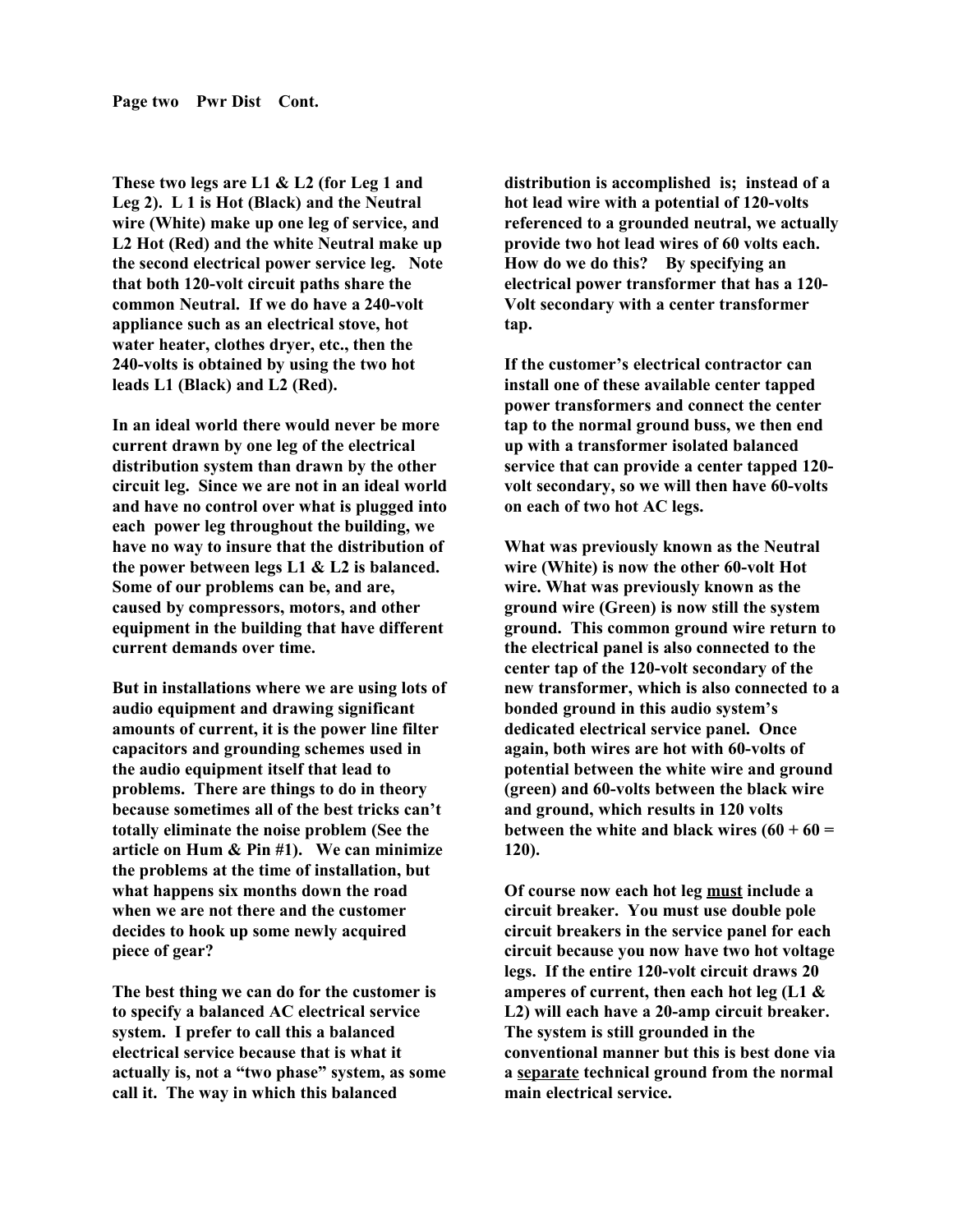**These two legs are L1 & L2 (for Leg 1 and Leg 2). L 1 is Hot (Black) and the Neutral wire (White) make up one leg of service, and L2 Hot (Red) and the white Neutral make up the second electrical power service leg. Note that both 120-volt circuit paths share the common Neutral. If we do have a 240-volt appliance such as an electrical stove, hot water heater, clothes dryer, etc., then the 240-volts is obtained by using the two hot leads L1 (Black) and L2 (Red).**

**In an ideal world there would never be more current drawn by one leg of the electrical distribution system than drawn by the other circuit leg. Since we are not in an ideal world and have no control over what is plugged into each power leg throughout the building, we have no way to insure that the distribution of the power between legs L1 & L2 is balanced. Some of our problems can be, and are, caused by compressors, motors, and other equipment in the building that have different current demands over time.**

**But in installations where we are using lots of audio equipment and drawing significant amounts of current, it is the power line filter capacitors and grounding schemes used in the audio equipment itself that lead to problems. There are things to do in theory because sometimes all of the best tricks can't totally eliminate the noise problem (See the article on Hum & Pin #1). We can minimize the problems at the time of installation, but what happens six months down the road when we are not there and the customer decides to hook up some newly acquired piece of gear?**

**The best thing we can do for the customer is to specify a balanced AC electrical service system. I prefer to call this a balanced electrical service because that is what it actually is, not a "two phase" system, as some call it. The way in which this balanced distribution is accomplished is; instead of a hot lead wire with a potential of 120-volts referenced to a grounded neutral, we actually provide two hot lead wires of 60 volts each. How do we do this? By specifying an electrical power transformer that has a 120-Volt secondary with a center transformer tap.**

**If the customer's electrical contractor can install one of these available center tapped power transformers and connect the center tap to the normal ground buss, we then end up with a transformer isolated balanced service that can provide a center tapped 120-volt secondary, so we will then have 60-volts on each of two hot AC legs.**

**What was previously known as the Neutral wire (White) is now the other 60-volt Hot wire. What was previously known as the ground wire (Green) is now still the system ground. This common ground wire return to the electrical panel is also connected to the center tap of the 120-volt secondary of the new transformer, which is also connected to a bonded ground in this audio system's dedicated electrical service panel. Once again, both wires are hot with 60-volts of potential between the white wire and ground (green) and 60-volts between the black wire and ground, which results in 120 volts between the white and black wires (60 + 60 = 120).**

**Of course now each hot leg <u>must</u> include a circuit breaker. You must use double pole circuit breakers in the service panel for each circuit because you now have two hot voltage legs. If the entire 120-volt circuit draws 20 amperes of current, then each hot leg (L1 & L2) will each have a 20-amp circuit breaker. The system is still grounded in the conventional manner but this is best done via a <u>separate</u> technical ground from the normal main electrical service.**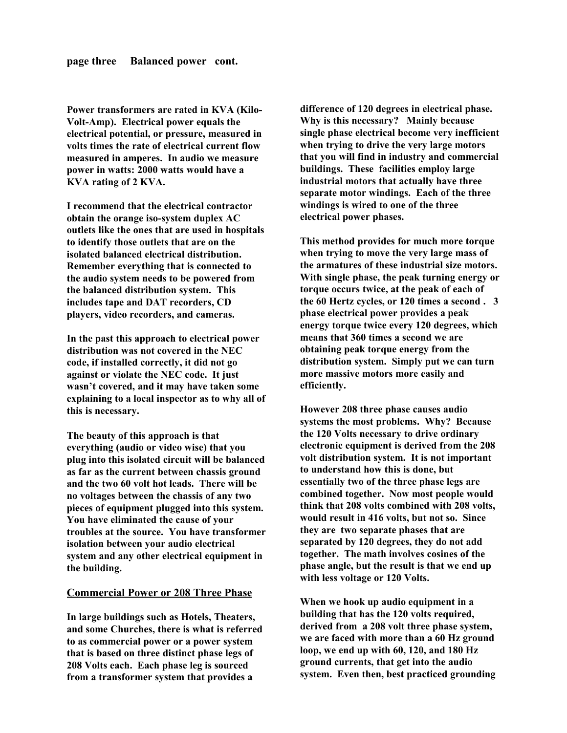Power transformers are rated in KVA (Kilo-Volt-Amp). Electrical power equals the electrical potential, or pressure, measured in volts times the rate of electrical current flow measured in amperes. In audio we measure power in watts: 2000 watts would have a KVA rating of 2 KVA.

I recommend that the electrical contractor obtain the orange iso-system duplex AC outlets like the ones that are used in hospitals to identify those outlets that are on the isolated balanced electrical distribution. Remember everything that is connected to the audio system needs to be powered from the balanced distribution system. This includes tape and DAT recorders, CD players, video recorders, and cameras.

In the past this approach to electrical power distribution was not covered in the NEC code, if installed correctly, it did not go against or violate the NEC code. It just wasn't covered, and it may have taken some explaining to a local inspector as to why all of this is necessary.

The beauty of this approach is that everything (audio or video wise) that you plug into this isolated circuit will be balanced as far as the current between chassis ground and the two 60 volt hot leads. There will be no voltages between the chassis of any two pieces of equipment plugged into this system. You have eliminated the cause of your troubles at the source. You have transformer isolation between your audio electrical system and any other electrical equipment in the building.

## Commercial Power or 208 Three Phase

In large buildings such as Hotels, Theaters, and some Churches, there is what is referred to as commercial power or a power system that is based on three distinct phase legs of 208 Volts each. Each phase leg is sourced from a transformer system that provides a difference of 120 degrees in electrical phase. Why is this necessary? Mainly because single phase electrical become very inefficient when trying to drive the very large motors that you will find in industry and commercial buildings. These facilities employ large industrial motors that actually have three separate motor windings. Each of the three windings is wired to one of the three electrical power phases.

This method provides for much more torque when trying to move the very large mass of the armatures of these industrial size motors. With single phase, the peak turning energy or torque occurs twice, at the peak of each of the 60 Hertz cycles, or 120 times a second . 3 phase electrical power provides a peak energy torque twice every 120 degrees, which means that 360 times a second we are obtaining peak torque energy from the distribution system. Simply put we can turn more massive motors more easily and efficiently.

However 208 three phase causes audio systems the most problems. Why? Because the 120 Volts necessary to drive ordinary electronic equipment is derived from the 208 volt distribution system. It is not important to understand how this is done, but essentially two of the three phase legs are combined together. Now most people would think that 208 volts combined with 208 volts, would result in 416 volts, but not so. Since they are two separate phases that are separated by 120 degrees, they do not add together. The math involves cosines of the phase angle, but the result is that we end up with less voltage or 120 Volts.

When we hook up audio equipment in a building that has the 120 volts required, derived from a 208 volt three phase system, we are faced with more than a 60 Hz ground loop, we end up with 60, 120, and 180 Hz ground currents, that get into the audio system. Even then, best practiced grounding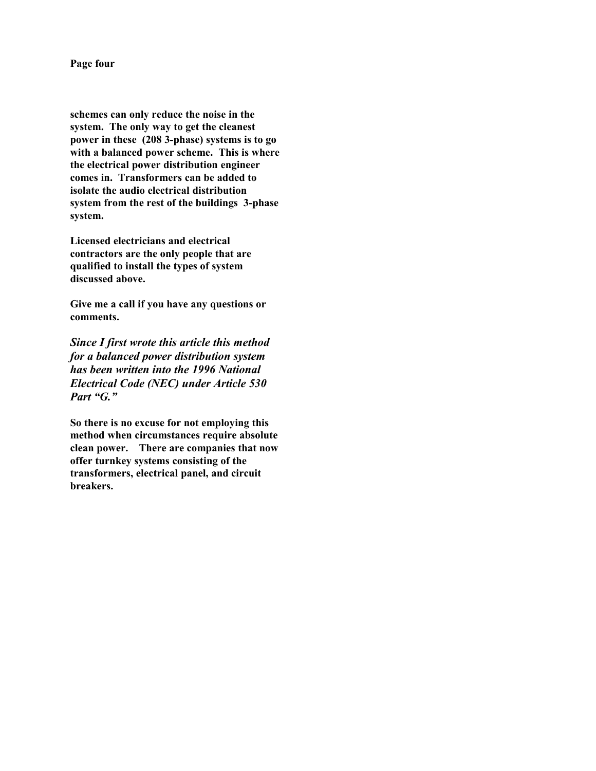**schemes can only reduce the noise in the system. The only way to get the cleanest power in these (208 3-phase) systems is to go with a balanced power scheme. This is where the electrical power distribution engineer comes in. Transformers can be added to isolate the audio electrical distribution system from the rest of the buildings 3-phase system.**

**Licensed electricians and electrical contractors are the only people that are qualified to install the types of system discussed above.**

**Give me a call if you have any questions or comments.**

***Since I first wrote this article this method for a balanced power distribution system has been written into the 1996 National Electrical Code (NEC) under Article 530 Part "G."***

**So there is no excuse for not employing this method when circumstances require absolute clean power. There are companies that now offer turnkey systems consisting of the transformers, electrical panel, and circuit breakers.**